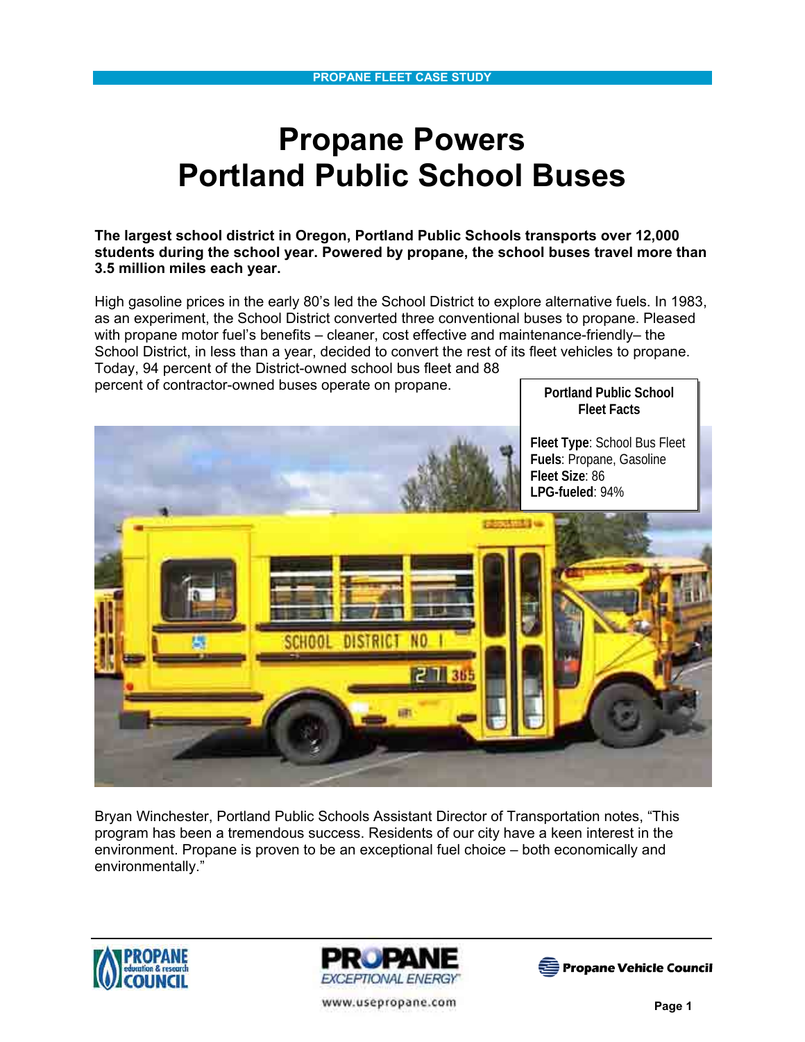PROPANE FLEET CASE STUDY

# Propane Powers Portland Public School Buses

**The largest school district in Oregon, Portland Public Schools transports over 12,000 students during the school year. Powered by propane, the school buses travel more than 3.5 million miles each year.**

High gasoline prices in the early 80's led the School District to explore alternative fuels. In 1983, as an experiment, the School District converted three conventional buses to propane. Pleased with propane motor fuel's benefits – cleaner, cost effective and maintenance-friendly– the School District, in less than a year, decided to convert the rest of its fleet vehicles to propane. Today, 94 percent of the District-owned school bus fleet and 88 percent of contractor-owned buses operate on propane.

**Portland Public School Fleet Facts**

**Fleet Type**: School Bus Fleet
**Fuels**: Propane, Gasoline
**Fleet Size**: 86
**LPG-fueled**: 94%

Bryan Winchester, Portland Public Schools Assistant Director of Transportation notes, "This program has been a tremendous success. Residents of our city have a keen interest in the environment. Propane is proven to be an exceptional fuel choice – both economically and environmentally."

PROPANE education & research COUNCIL

PROPANE EXCEPTIONAL ENERGY

www.usepropane.com

Propane Vehicle Council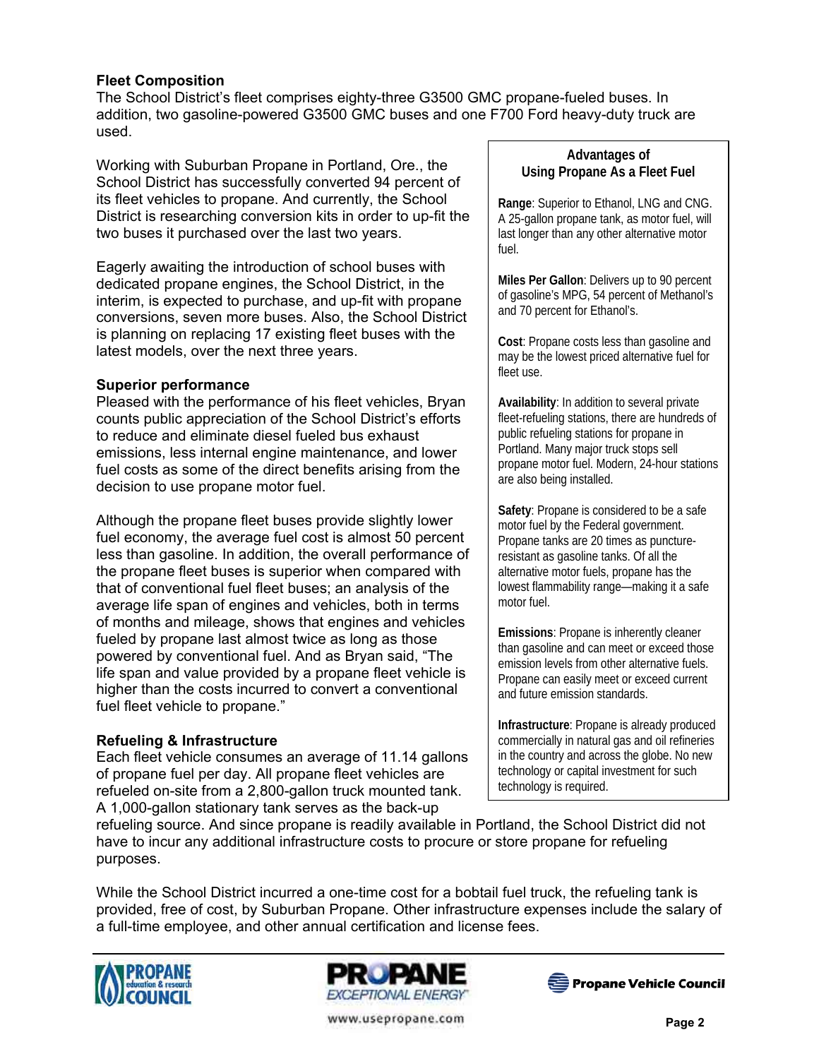### Fleet Composition

The School District's fleet comprises eighty-three G3500 GMC propane-fueled buses. In addition, two gasoline-powered G3500 GMC buses and one F700 Ford heavy-duty truck are used.

Working with Suburban Propane in Portland, Ore., the School District has successfully converted 94 percent of its fleet vehicles to propane. And currently, the School District is researching conversion kits in order to up-fit the two buses it purchased over the last two years.

Eagerly awaiting the introduction of school buses with dedicated propane engines, the School District, in the interim, is expected to purchase, and up-fit with propane conversions, seven more buses. Also, the School District is planning on replacing 17 existing fleet buses with the latest models, over the next three years.

### Superior performance

Pleased with the performance of his fleet vehicles, Bryan counts public appreciation of the School District's efforts to reduce and eliminate diesel fueled bus exhaust emissions, less internal engine maintenance, and lower fuel costs as some of the direct benefits arising from the decision to use propane motor fuel.

Although the propane fleet buses provide slightly lower fuel economy, the average fuel cost is almost 50 percent less than gasoline. In addition, the overall performance of the propane fleet buses is superior when compared with that of conventional fuel fleet buses; an analysis of the average life span of engines and vehicles, both in terms of months and mileage, shows that engines and vehicles fueled by propane last almost twice as long as those powered by conventional fuel. And as Bryan said, "The life span and value provided by a propane fleet vehicle is higher than the costs incurred to convert a conventional fuel fleet vehicle to propane."

### Refueling & Infrastructure

Each fleet vehicle consumes an average of 11.14 gallons of propane fuel per day. All propane fleet vehicles are refueled on-site from a 2,800-gallon truck mounted tank. A 1,000-gallon stationary tank serves as the back-up refueling source. And since propane is readily available in Portland, the School District did not have to incur any additional infrastructure costs to procure or store propane for refueling purposes.

While the School District incurred a one-time cost for a bobtail fuel truck, the refueling tank is provided, free of cost, by Suburban Propane. Other infrastructure expenses include the salary of a full-time employee, and other annual certification and license fees.

---

**Advantages of Using Propane As a Fleet Fuel**

**Range**: Superior to Ethanol, LNG and CNG. A 25-gallon propane tank, as motor fuel, will last longer than any other alternative motor fuel.

**Miles Per Gallon**: Delivers up to 90 percent of gasoline's MPG, 54 percent of Methanol's and 70 percent for Ethanol's.

**Cost**: Propane costs less than gasoline and may be the lowest priced alternative fuel for fleet use.

**Availability**: In addition to several private fleet-refueling stations, there are hundreds of public refueling stations for propane in Portland. Many major truck stops sell propane motor fuel. Modern, 24-hour stations are also being installed.

**Safety**: Propane is considered to be a safe motor fuel by the Federal government. Propane tanks are 20 times as puncture-resistant as gasoline tanks. Of all the alternative motor fuels, propane has the lowest flammability range—making it a safe motor fuel.

**Emissions**: Propane is inherently cleaner than gasoline and can meet or exceed those emission levels from other alternative fuels. Propane can easily meet or exceed current and future emission standards.

**Infrastructure**: Propane is already produced commercially in natural gas and oil refineries in the country and across the globe. No new technology or capital investment for such technology is required.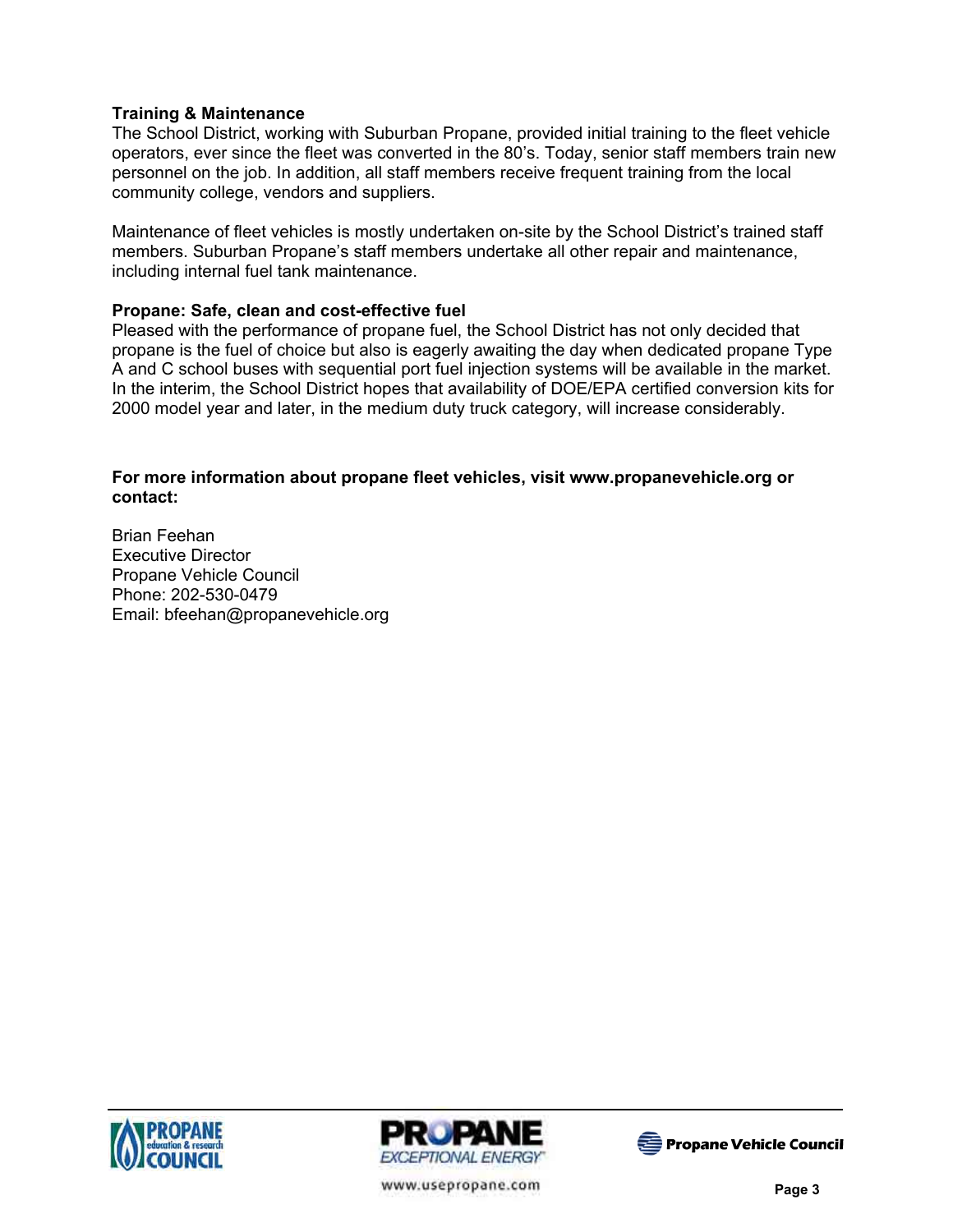**Training & Maintenance**

The School District, working with Suburban Propane, provided initial training to the fleet vehicle operators, ever since the fleet was converted in the 80's. Today, senior staff members train new personnel on the job. In addition, all staff members receive frequent training from the local community college, vendors and suppliers.

Maintenance of fleet vehicles is mostly undertaken on-site by the School District's trained staff members. Suburban Propane's staff members undertake all other repair and maintenance, including internal fuel tank maintenance.

**Propane: Safe, clean and cost-effective fuel**

Pleased with the performance of propane fuel, the School District has not only decided that propane is the fuel of choice but also is eagerly awaiting the day when dedicated propane Type A and C school buses with sequential port fuel injection systems will be available in the market. In the interim, the School District hopes that availability of DOE/EPA certified conversion kits for 2000 model year and later, in the medium duty truck category, will increase considerably.

**For more information about propane fleet vehicles, visit www.propanevehicle.org or contact:**

Brian Feehan
Executive Director
Propane Vehicle Council
Phone: 202-530-0479
Email: bfeehan@propanevehicle.org

PROPANE education & research COUNCIL

PROPANE EXCEPTIONAL ENERGY

www.usepropane.com

Propane Vehicle Council